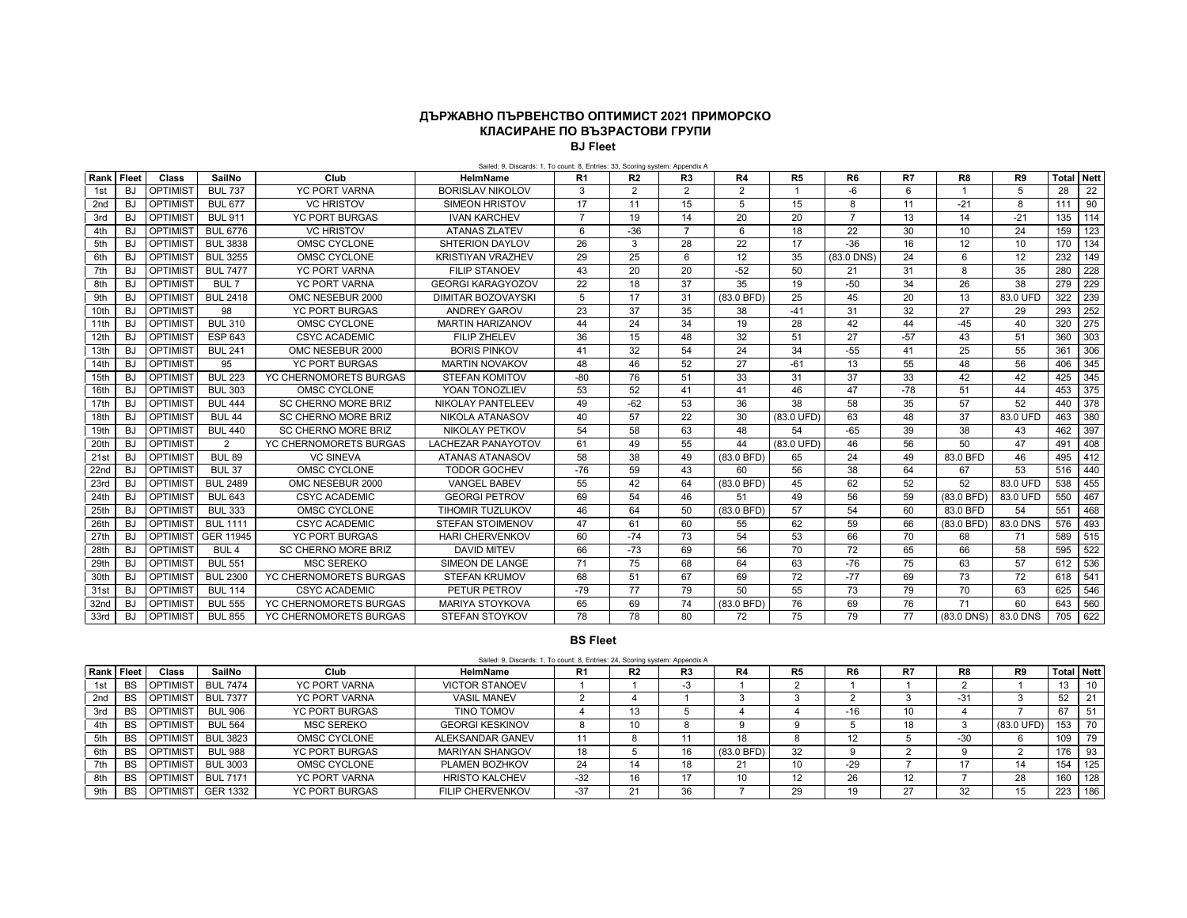# ДЪРЖАВНО ПЪРВЕНСТВО ОПТИМИСТ 2021 ПРИМОРСКО

## КЛАСИРАНЕ ПО ВЪЗРАСТОВИ ГРУПИ

### BJ Fleet

Sailed: 9, Discards: 1, To count: 8, Entries: 33, Scoring system: Appendix A

| Rank | Fleet | Class | SailNo | Club | HelmName | R1 | R2 | R3 | R4 | R5 | R6 | R7 | R8 | R9 | Total | Nett |
|---|---|---|---|---|---|---|---|---|---|---|---|---|---|---|---|---|
| 1st | BJ | OPTIMIST | BUL 737 | YC PORT VARNA | BORISLAV NIKOLOV | 3 | 2 | 2 | 2 | 1 | -6 | 6 | 1 | 5 | 28 | 22 |
| 2nd | BJ | OPTIMIST | BUL 677 | VC HRISTOV | SIMEON HRISTOV | 17 | 11 | 15 | 5 | 15 | 8 | 11 | -21 | 8 | 111 | 90 |
| 3rd | BJ | OPTIMIST | BUL 911 | YC PORT BURGAS | IVAN KARCHEV | 7 | 19 | 14 | 20 | 20 | 7 | 13 | 14 | -21 | 135 | 114 |
| 4th | BJ | OPTIMIST | BUL 6776 | VC HRISTOV | ATANAS ZLATEV | 6 | -36 | 7 | 6 | 18 | 22 | 30 | 10 | 24 | 159 | 123 |
| 5th | BJ | OPTIMIST | BUL 3838 | OMSC CYCLONE | SHTERION DAYLOV | 26 | 3 | 28 | 22 | 17 | -36 | 16 | 12 | 10 | 170 | 134 |
| 6th | BJ | OPTIMIST | BUL 3255 | OMSC CYCLONE | KRISTIYAN VRAZHEV | 29 | 25 | 6 | 12 | 35 | (83.0 DNS) | 24 | 6 | 12 | 232 | 149 |
| 7th | BJ | OPTIMIST | BUL 7477 | YC PORT VARNA | FILIP STANOEV | 43 | 20 | 20 | -52 | 50 | 21 | 31 | 8 | 35 | 280 | 228 |
| 8th | BJ | OPTIMIST | BUL 7 | YC PORT VARNA | GEORGI KARAGYOZOV | 22 | 18 | 37 | 35 | 19 | -50 | 34 | 26 | 38 | 279 | 229 |
| 9th | BJ | OPTIMIST | BUL 2418 | OMC NESEBUR 2000 | DIMITAR BOZOVAYSKI | 5 | 17 | 31 | (83.0 BFD) | 25 | 45 | 20 | 13 | 83.0 UFD | 322 | 239 |
| 10th | BJ | OPTIMIST | 98 | YC PORT BURGAS | ANDREY GAROV | 23 | 37 | 35 | 38 | -41 | 31 | 32 | 27 | 29 | 293 | 252 |
| 11th | BJ | OPTIMIST | BUL 310 | OMSC CYCLONE | MARTIN HARIZANOV | 44 | 24 | 34 | 19 | 28 | 42 | 44 | -45 | 40 | 320 | 275 |
| 12th | BJ | OPTIMIST | ESP 643 | CSYC ACADEMIC | FILIP ZHELEV | 36 | 15 | 48 | 32 | 51 | 27 | -57 | 43 | 51 | 360 | 303 |
| 13th | BJ | OPTIMIST | BUL 241 | OMC NESEBUR 2000 | BORIS PINKOV | 41 | 32 | 54 | 24 | 34 | -55 | 41 | 25 | 55 | 361 | 306 |
| 14th | BJ | OPTIMIST | 95 | YC PORT BURGAS | MARTIN NOVAKOV | 48 | 46 | 52 | 27 | -61 | 13 | 55 | 48 | 56 | 406 | 345 |
| 15th | BJ | OPTIMIST | BUL 223 | YC CHERNOMORETS BURGAS | STEFAN KOMITOV | -80 | 76 | 51 | 33 | 31 | 37 | 33 | 42 | 42 | 425 | 345 |
| 16th | BJ | OPTIMIST | BUL 303 | OMSC CYCLONE | YOAN TONOZLIEV | 53 | 52 | 41 | 41 | 46 | 47 | -78 | 51 | 44 | 453 | 375 |
| 17th | BJ | OPTIMIST | BUL 444 | SC CHERNO MORE BRIZ | NIKOLAY PANTELEEV | 49 | -62 | 53 | 36 | 38 | 58 | 35 | 57 | 52 | 440 | 378 |
| 18th | BJ | OPTIMIST | BUL 44 | SC CHERNO MORE BRIZ | NIKOLA ATANASOV | 40 | 57 | 22 | 30 | (83.0 UFD) | 63 | 48 | 37 | 83.0 UFD | 463 | 380 |
| 19th | BJ | OPTIMIST | BUL 440 | SC CHERNO MORE BRIZ | NIKOLAY PETKOV | 54 | 58 | 63 | 48 | 54 | -65 | 39 | 38 | 43 | 462 | 397 |
| 20th | BJ | OPTIMIST | 2 | YC CHERNOMORETS BURGAS | LACHEZAR PANAYOTOV | 61 | 49 | 55 | 44 | (83.0 UFD) | 46 | 56 | 50 | 47 | 491 | 408 |
| 21st | BJ | OPTIMIST | BUL 89 | VC SINEVA | ATANAS ATANASOV | 58 | 38 | 49 | (83.0 BFD) | 65 | 24 | 49 | 83.0 BFD | 46 | 495 | 412 |
| 22nd | BJ | OPTIMIST | BUL 37 | OMSC CYCLONE | TODOR GOCHEV | -76 | 59 | 43 | 60 | 56 | 38 | 64 | 67 | 53 | 516 | 440 |
| 23rd | BJ | OPTIMIST | BUL 2489 | OMC NESEBUR 2000 | VANGEL BABEV | 55 | 42 | 64 | (83.0 BFD) | 45 | 62 | 52 | 52 | 83.0 UFD | 538 | 455 |
| 24th | BJ | OPTIMIST | BUL 643 | CSYC ACADEMIC | GEORGI PETROV | 69 | 54 | 46 | 51 | 49 | 56 | 59 | (83.0 BFD) | 83.0 UFD | 550 | 467 |
| 25th | BJ | OPTIMIST | BUL 333 | OMSC CYCLONE | TIHOMIR TUZLUKOV | 46 | 64 | 50 | (83.0 BFD) | 57 | 54 | 60 | 83.0 BFD | 54 | 551 | 468 |
| 26th | BJ | OPTIMIST | BUL 1111 | CSYC ACADEMIC | STEFAN STOIMENOV | 47 | 61 | 60 | 55 | 62 | 59 | 66 | (83.0 BFD) | 83.0 DNS | 576 | 493 |
| 27th | BJ | OPTIMIST | GER 11945 | YC PORT BURGAS | HARI CHERVENKOV | 60 | -74 | 73 | 54 | 53 | 66 | 70 | 68 | 71 | 589 | 515 |
| 28th | BJ | OPTIMIST | BUL 4 | SC CHERNO MORE BRIZ | DAVID MITEV | 66 | -73 | 69 | 56 | 70 | 72 | 65 | 66 | 58 | 595 | 522 |
| 29th | BJ | OPTIMIST | BUL 551 | MSC SEREKO | SIMEON DE LANGE | 71 | 75 | 68 | 64 | 63 | -76 | 75 | 63 | 57 | 612 | 536 |
| 30th | BJ | OPTIMIST | BUL 2300 | YC CHERNOMORETS BURGAS | STEFAN KRUMOV | 68 | 51 | 67 | 69 | 72 | -77 | 69 | 73 | 72 | 618 | 541 |
| 31st | BJ | OPTIMIST | BUL 114 | CSYC ACADEMIC | PETUR PETROV | -79 | 77 | 79 | 50 | 55 | 73 | 79 | 70 | 63 | 625 | 546 |
| 32nd | BJ | OPTIMIST | BUL 555 | YC CHERNOMORETS BURGAS | MARIYA STOYKOVA | 65 | 69 | 74 | (83.0 BFD) | 76 | 69 | 76 | 71 | 60 | 643 | 560 |
| 33rd | BJ | OPTIMIST | BUL 855 | YC CHERNOMORETS BURGAS | STEFAN STOYKOV | 78 | 78 | 80 | 72 | 75 | 79 | 77 | (83.0 DNS) | 83.0 DNS | 705 | 622 |

### BS Fleet

Sailed: 9, Discards: 1, To count: 8, Entries: 24, Scoring system: Appendix A

| Rank | Fleet | Class | SailNo | Club | HelmName | R1 | R2 | R3 | R4 | R5 | R6 | R7 | R8 | R9 | Total | Nett |
|---|---|---|---|---|---|---|---|---|---|---|---|---|---|---|---|---|
| 1st | BS | OPTIMIST | BUL 7474 | YC PORT VARNA | VICTOR STANOEV | 1 | 1 | -3 | 1 | 2 | 1 | 1 | 2 | 1 | 13 | 10 |
| 2nd | BS | OPTIMIST | BUL 7377 | YC PORT VARNA | VASIL MANEV | 2 | 4 | 1 | 3 | 3 | 2 | 3 | -31 | 3 | 52 | 21 |
| 3rd | BS | OPTIMIST | BUL 906 | YC PORT BURGAS | TINO TOMOV | 4 | 13 | 5 | 4 | 4 | -16 | 10 | 4 | 7 | 67 | 51 |
| 4th | BS | OPTIMIST | BUL 564 | MSC SEREKO | GEORGI KESKINOV | 8 | 10 | 8 | 9 | 9 | 5 | 18 | 3 | (83.0 UFD) | 153 | 70 |
| 5th | BS | OPTIMIST | BUL 3823 | OMSC CYCLONE | ALEKSANDAR GANEV | 11 | 8 | 11 | 18 | 8 | 12 | 5 | -30 | 6 | 109 | 79 |
| 6th | BS | OPTIMIST | BUL 988 | YC PORT BURGAS | MARIYAN SHANGOV | 18 | 5 | 16 | (83.0 BFD) | 32 | 9 | 2 | 9 | 2 | 176 | 93 |
| 7th | BS | OPTIMIST | BUL 3003 | OMSC CYCLONE | PLAMEN BOZHKOV | 24 | 14 | 18 | 21 | 10 | -29 | 7 | 17 | 14 | 154 | 125 |
| 8th | BS | OPTIMIST | BUL 7171 | YC PORT VARNA | HRISTO KALCHEV | -32 | 16 | 17 | 10 | 12 | 26 | 12 | 7 | 28 | 160 | 128 |
| 9th | BS | OPTIMIST | GER 1332 | YC PORT BURGAS | FILIP CHERVENKOV | -37 | 21 | 36 | 7 | 29 | 19 | 27 | 32 | 15 | 223 | 186 |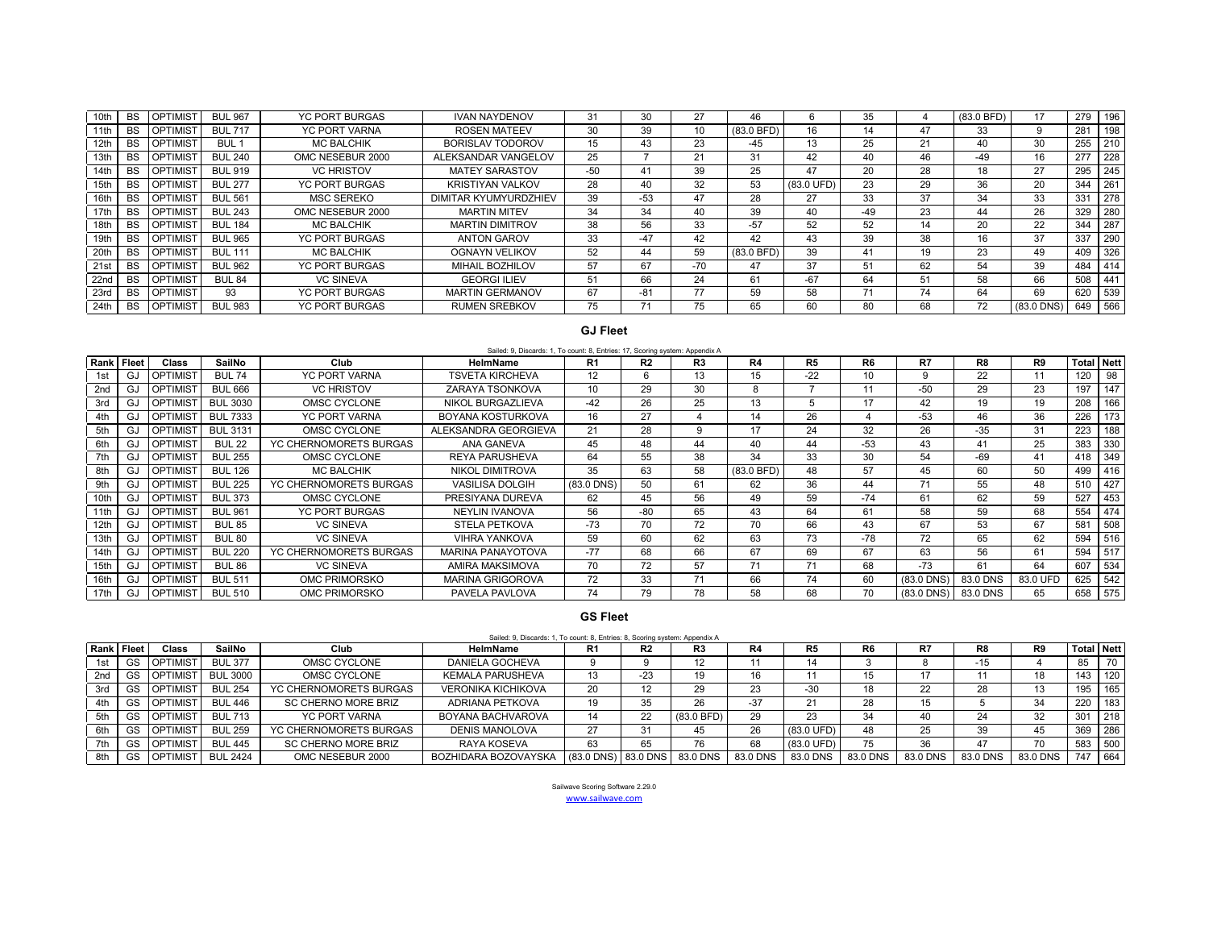| | | | | | | | | | | | | | | | | | |
|---|---|---|---|---|---|---|---|---|---|---|---|---|---|---|---|---|---|
| 10th | BS | OPTIMIST | BUL 967 | YC PORT BURGAS | IVAN NAYDENOV | 31 | 30 | 27 | 46 | 6 | 35 | 4 | (83.0 BFD) | 17 | 279 | 196 |
| 11th | BS | OPTIMIST | BUL 717 | YC PORT VARNA | ROSEN MATEEV | 30 | 39 | 10 | (83.0 BFD) | 16 | 14 | 47 | 33 | 9 | 281 | 198 |
| 12th | BS | OPTIMIST | BUL 1 | MC BALCHIK | BORISLAV TODOROV | 15 | 43 | 23 | -45 | 13 | 25 | 21 | 40 | 30 | 255 | 210 |
| 13th | BS | OPTIMIST | BUL 240 | OMC NESEBUR 2000 | ALEKSANDAR VANGELOV | 25 | 7 | 21 | 31 | 42 | 40 | 46 | -49 | 16 | 277 | 228 |
| 14th | BS | OPTIMIST | BUL 919 | VC HRISTOV | MATEY SARASTOV | -50 | 41 | 39 | 25 | 47 | 20 | 28 | 18 | 27 | 295 | 245 |
| 15th | BS | OPTIMIST | BUL 277 | YC PORT BURGAS | KRISTIYAN VALKOV | 28 | 40 | 32 | 53 | (83.0 UFD) | 23 | 29 | 36 | 20 | 344 | 261 |
| 16th | BS | OPTIMIST | BUL 561 | MSC SEREKO | DIMITAR KYUMYURDZHIEV | 39 | -53 | 47 | 28 | 27 | 33 | 37 | 34 | 33 | 331 | 278 |
| 17th | BS | OPTIMIST | BUL 243 | OMC NESEBUR 2000 | MARTIN MITEV | 34 | 34 | 40 | 39 | 40 | -49 | 23 | 44 | 26 | 329 | 280 |
| 18th | BS | OPTIMIST | BUL 184 | MC BALCHIK | MARTIN DIMITROV | 38 | 56 | 33 | -57 | 52 | 52 | 14 | 20 | 22 | 344 | 287 |
| 19th | BS | OPTIMIST | BUL 965 | YC PORT BURGAS | ANTON GAROV | 33 | -47 | 42 | 42 | 43 | 39 | 38 | 16 | 37 | 337 | 290 |
| 20th | BS | OPTIMIST | BUL 111 | MC BALCHIK | OGNAYN VELIKOV | 52 | 44 | 59 | (83.0 BFD) | 39 | 41 | 19 | 23 | 49 | 409 | 326 |
| 21st | BS | OPTIMIST | BUL 962 | YC PORT BURGAS | MIHAIL BOZHILOV | 57 | 67 | -70 | 47 | 37 | 51 | 62 | 54 | 39 | 484 | 414 |
| 22nd | BS | OPTIMIST | BUL 84 | VC SINEVA | GEORGI ILIEV | 51 | 66 | 24 | 61 | -67 | 64 | 51 | 58 | 66 | 508 | 441 |
| 23rd | BS | OPTIMIST | 93 | YC PORT BURGAS | MARTIN GERMANOV | 67 | -81 | 77 | 59 | 58 | 71 | 74 | 64 | 69 | 620 | 539 |
| 24th | BS | OPTIMIST | BUL 983 | YC PORT BURGAS | RUMEN SREBKOV | 75 | 71 | 75 | 65 | 60 | 80 | 68 | 72 | (83.0 DNS) | 649 | 566 |

## GJ Fleet

Sailed: 9, Discards: 1, To count: 8, Entries: 17, Scoring system: Appendix A

| Rank | Fleet | Class | SailNo | Club | HelmName | R1 | R2 | R3 | R4 | R5 | R6 | R7 | R8 | R9 | Total | Nett |
|---|---|---|---|---|---|---|---|---|---|---|---|---|---|---|---|---|
| 1st | GJ | OPTIMIST | BUL 74 | YC PORT VARNA | TSVETA KIRCHEVA | 12 | 6 | 13 | 15 | -22 | 10 | 9 | 22 | 11 | 120 | 98 |
| 2nd | GJ | OPTIMIST | BUL 666 | VC HRISTOV | ZARAYA TSONKOVA | 10 | 29 | 30 | 8 | 7 | 11 | -50 | 29 | 23 | 197 | 147 |
| 3rd | GJ | OPTIMIST | BUL 3030 | OMSC CYCLONE | NIKOL BURGAZLIEVA | -42 | 26 | 25 | 13 | 5 | 17 | 42 | 19 | 19 | 208 | 166 |
| 4th | GJ | OPTIMIST | BUL 7333 | YC PORT VARNA | BOYANA KOSTURKOVA | 16 | 27 | 4 | 14 | 26 | 4 | -53 | 46 | 36 | 226 | 173 |
| 5th | GJ | OPTIMIST | BUL 3131 | OMSC CYCLONE | ALEKSANDRA GEORGIEVA | 21 | 28 | 9 | 17 | 24 | 32 | 26 | -35 | 31 | 223 | 188 |
| 6th | GJ | OPTIMIST | BUL 22 | YC CHERNOMORETS BURGAS | ANA GANEVA | 45 | 48 | 44 | 40 | 44 | -53 | 43 | 41 | 25 | 383 | 330 |
| 7th | GJ | OPTIMIST | BUL 255 | OMSC CYCLONE | REYA PARUSHEVA | 64 | 55 | 38 | 34 | 33 | 30 | 54 | -69 | 41 | 418 | 349 |
| 8th | GJ | OPTIMIST | BUL 126 | MC BALCHIK | NIKOL DIMITROVA | 35 | 63 | 58 | (83.0 BFD) | 48 | 57 | 45 | 60 | 50 | 499 | 416 |
| 9th | GJ | OPTIMIST | BUL 225 | YC CHERNOMORETS BURGAS | VASILISA DOLGIH | (83.0 DNS) | 50 | 61 | 62 | 36 | 44 | 71 | 55 | 48 | 510 | 427 |
| 10th | GJ | OPTIMIST | BUL 373 | OMSC CYCLONE | PRESIYANA DUREVA | 62 | 45 | 56 | 49 | 59 | -74 | 61 | 62 | 59 | 527 | 453 |
| 11th | GJ | OPTIMIST | BUL 961 | YC PORT BURGAS | NEYLIN IVANOVA | 56 | -80 | 65 | 43 | 64 | 61 | 58 | 59 | 68 | 554 | 474 |
| 12th | GJ | OPTIMIST | BUL 85 | VC SINEVA | STELA PETKOVA | -73 | 70 | 72 | 70 | 66 | 43 | 67 | 53 | 67 | 581 | 508 |
| 13th | GJ | OPTIMIST | BUL 80 | VC SINEVA | VIHRA YANKOVA | 59 | 60 | 62 | 63 | 73 | -78 | 72 | 65 | 62 | 594 | 516 |
| 14th | GJ | OPTIMIST | BUL 220 | YC CHERNOMORETS BURGAS | MARINA PANAYOTOVA | -77 | 68 | 66 | 67 | 69 | 67 | 63 | 56 | 61 | 594 | 517 |
| 15th | GJ | OPTIMIST | BUL 86 | VC SINEVA | AMIRA MAKSIMOVA | 70 | 72 | 57 | 71 | 71 | 68 | -73 | 61 | 64 | 607 | 534 |
| 16th | GJ | OPTIMIST | BUL 511 | OMC PRIMORSKO | MARINA GRIGOROVA | 72 | 33 | 71 | 66 | 74 | 60 | (83.0 DNS) | 83.0 DNS | 83.0 UFD | 625 | 542 |
| 17th | GJ | OPTIMIST | BUL 510 | OMC PRIMORSKO | PAVELA PAVLOVA | 74 | 79 | 78 | 58 | 68 | 70 | (83.0 DNS) | 83.0 DNS | 65 | 658 | 575 |

## GS Fleet

Sailed: 9, Discards: 1, To count: 8, Entries: 8, Scoring system: Appendix A

| Rank | Fleet | Class | SailNo | Club | HelmName | R1 | R2 | R3 | R4 | R5 | R6 | R7 | R8 | R9 | Total | Nett |
|---|---|---|---|---|---|---|---|---|---|---|---|---|---|---|---|---|
| 1st | GS | OPTIMIST | BUL 377 | OMSC CYCLONE | DANIELA GOCHEVA | 9 | 9 | 12 | 11 | 14 | 3 | 8 | -15 | 4 | 85 | 70 |
| 2nd | GS | OPTIMIST | BUL 3000 | OMSC CYCLONE | KEMALA PARUSHEVA | 13 | -23 | 19 | 16 | 11 | 15 | 17 | 11 | 18 | 143 | 120 |
| 3rd | GS | OPTIMIST | BUL 254 | YC CHERNOMORETS BURGAS | VERONIKA KICHIKOVA | 20 | 12 | 29 | 23 | -30 | 18 | 22 | 28 | 13 | 195 | 165 |
| 4th | GS | OPTIMIST | BUL 446 | SC CHERNO MORE BRIZ | ADRIANA PETKOVA | 19 | 35 | 26 | -37 | 21 | 28 | 15 | 5 | 34 | 220 | 183 |
| 5th | GS | OPTIMIST | BUL 713 | YC PORT VARNA | BOYANA BACHVAROVA | 14 | 22 | (83.0 BFD) | 29 | 23 | 34 | 40 | 24 | 32 | 301 | 218 |
| 6th | GS | OPTIMIST | BUL 259 | YC CHERNOMORETS BURGAS | DENIS MANOLOVA | 27 | 31 | 45 | 26 | (83.0 UFD) | 48 | 25 | 39 | 45 | 369 | 286 |
| 7th | GS | OPTIMIST | BUL 445 | SC CHERNO MORE BRIZ | RAYA KOSEVA | 63 | 65 | 76 | 68 | (83.0 UFD) | 75 | 36 | 47 | 70 | 583 | 500 |
| 8th | GS | OPTIMIST | BUL 2424 | OMC NESEBUR 2000 | BOZHIDARA BOZOVAYSKA | (83.0 DNS) | 83.0 DNS | 83.0 DNS | 83.0 DNS | 83.0 DNS | 83.0 DNS | 83.0 DNS | 83.0 DNS | 83.0 DNS | 747 | 664 |

Sailwave Scoring Software 2.29.0
www.sailwave.com